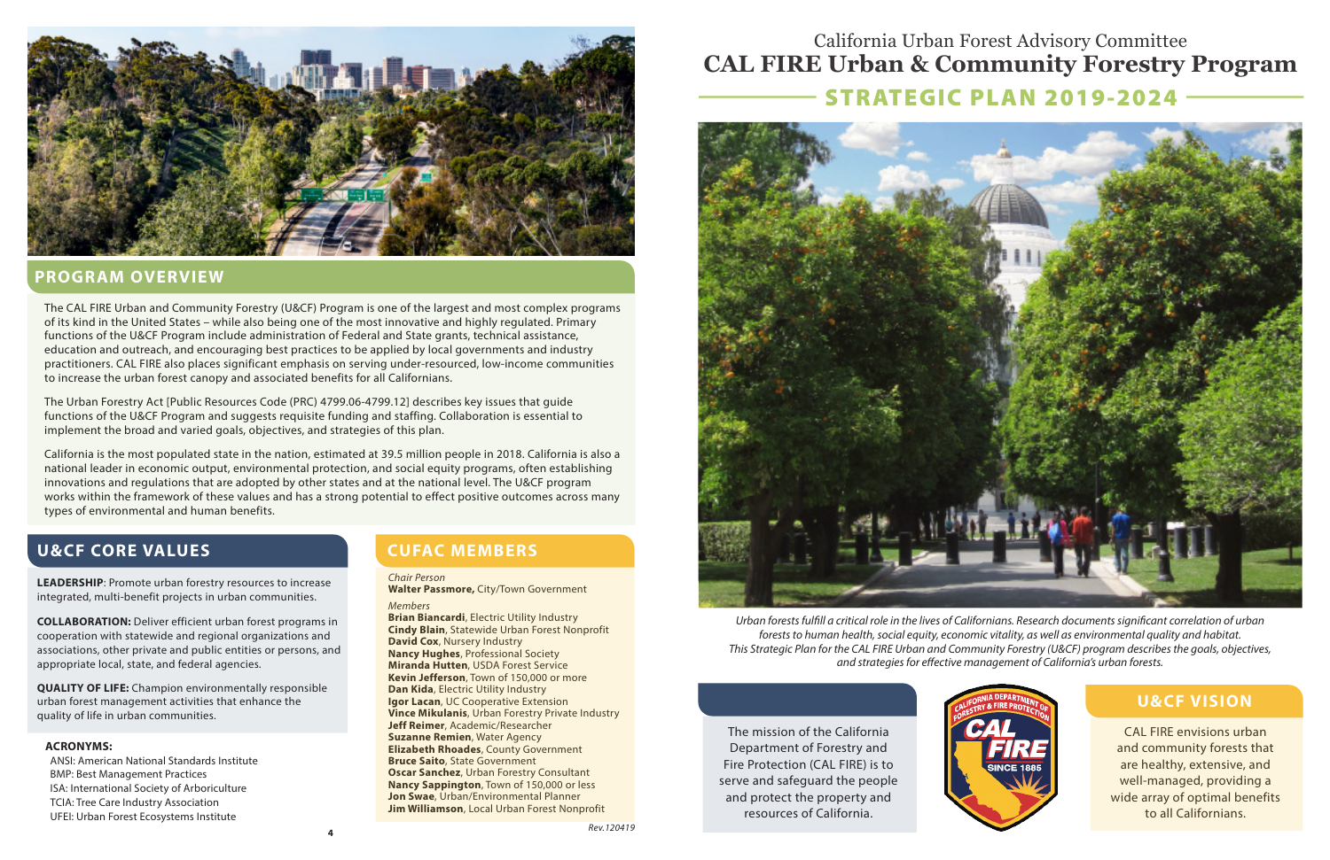California Urban Forest Advisory Committee

# CAL FIRE Urban & Community Forestry Program

## STRATEGIC PLAN 2019-2024

*Urban forests fulfill a critical role in the lives of Californians. Research documents significant correlation of urban forests to human health, social equity, economic vitality, as well as environmental quality and habitat. This Strategic Plan for the CAL FIRE Urban and Community Forestry (U&CF) program describes the goals, objectives, and strategies for effective management of California's urban forests.*

The mission of the California Department of Forestry and Fire Protection (CAL FIRE) is to serve and safeguard the people and protect the property and resources of California.

## U&CF VISION

CAL FIRE envisions urban and community forests that are healthy, extensive, and well-managed, providing a wide array of optimal benefits to all Californians.

## PROGRAM OVERVIEW

The CAL FIRE Urban and Community Forestry (U&CF) Program is one of the largest and most complex programs of its kind in the United States – while also being one of the most innovative and highly regulated. Primary functions of the U&CF Program include administration of Federal and State grants, technical assistance, education and outreach, and encouraging best practices to be applied by local governments and industry practitioners. CAL FIRE also places significant emphasis on serving under-resourced, low-income communities to increase the urban forest canopy and associated benefits for all Californians.

The Urban Forestry Act [Public Resources Code (PRC) 4799.06-4799.12] describes key issues that guide functions of the U&CF Program and suggests requisite funding and staffing. Collaboration is essential to implement the broad and varied goals, objectives, and strategies of this plan.

California is the most populated state in the nation, estimated at 39.5 million people in 2018. California is also a national leader in economic output, environmental protection, and social equity programs, often establishing innovations and regulations that are adopted by other states and at the national level. The U&CF program works within the framework of these values and has a strong potential to effect positive outcomes across many types of environmental and human benefits.

## U&CF CORE VALUES

**LEADERSHIP**: Promote urban forestry resources to increase integrated, multi-benefit projects in urban communities.

**COLLABORATION:** Deliver efficient urban forest programs in cooperation with statewide and regional organizations and associations, other private and public entities or persons, and appropriate local, state, and federal agencies.

**QUALITY OF LIFE:** Champion environmentally responsible urban forest management activities that enhance the quality of life in urban communities.

**ACRONYMS:**

ANSI: American National Standards Institute
BMP: Best Management Practices
ISA: International Society of Arboriculture
TCIA: Tree Care Industry Association
UFEI: Urban Forest Ecosystems Institute

## CUFAC MEMBERS

*Chair Person*
**Walter Passmore,** City/Town Government

*Members*
**Brian Biancardi**, Electric Utility Industry
**Cindy Blain**, Statewide Urban Forest Nonprofit
**David Cox**, Nursery Industry
**Nancy Hughes**, Professional Society
**Miranda Hutten**, USDA Forest Service
**Kevin Jefferson**, Town of 150,000 or more
**Dan Kida**, Electric Utility Industry
**Igor Lacan**, UC Cooperative Extension
**Vince Mikulanis**, Urban Forestry Private Industry
**Jeff Reimer**, Academic/Researcher
**Suzanne Remien**, Water Agency
**Elizabeth Rhoades**, County Government
**Bruce Saito**, State Government
**Oscar Sanchez**, Urban Forestry Consultant
**Nancy Sappington**, Town of 150,000 or less
**Jon Swae**, Urban/Environmental Planner
**Jim Williamson**, Local Urban Forest Nonprofit

Rev.120419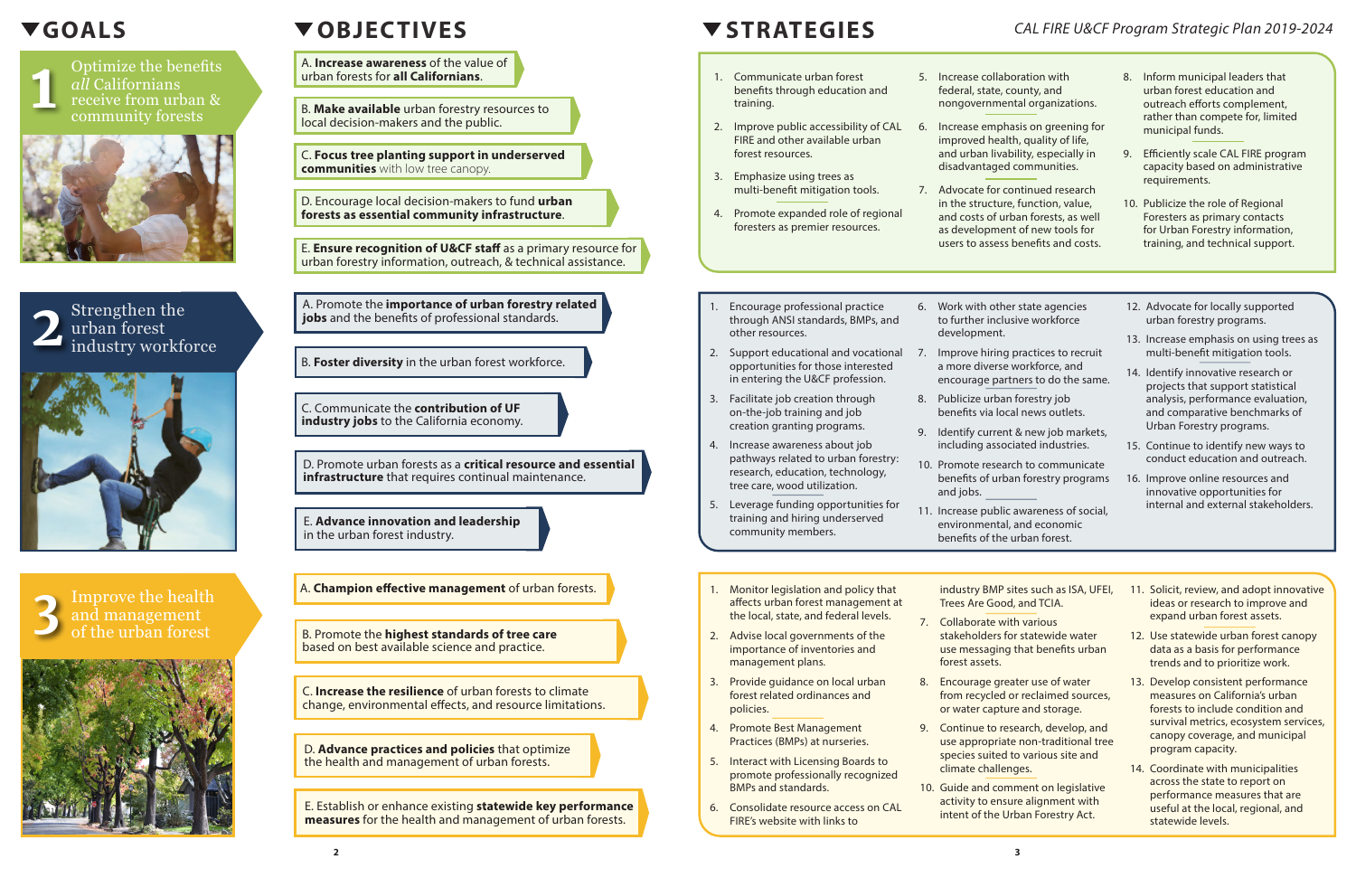# CAL FIRE U&CF Program Strategic Plan 2019-2024

## GOALS / OBJECTIVES / STRATEGIES

### Goal 1: Optimize the benefits *all* Californians receive from urban & community forests

**Objectives**

A. **Increase awareness** of the value of urban forests for **all Californians**.

B. **Make available** urban forestry resources to local decision-makers and the public.

C. **Focus tree planting support in underserved communities** with low tree canopy.

D. Encourage local decision-makers to fund **urban forests as essential community infrastructure**.

E. **Ensure recognition of U&CF staff** as a primary resource for urban forestry information, outreach, & technical assistance.

**Strategies**

1. Communicate urban forest benefits through education and training.
2. Improve public accessibility of CAL FIRE and other available urban forest resources.
3. Emphasize using trees as multi-benefit mitigation tools.
4. Promote expanded role of regional foresters as premier resources.
5. Increase collaboration with federal, state, county, and nongovernmental organizations.
6. Increase emphasis on greening for improved health, quality of life, and urban livability, especially in disadvantaged communities.
7. Advocate for continued research in the structure, function, value, and costs of urban forests, as well as development of new tools for users to assess benefits and costs.
8. Inform municipal leaders that urban forest education and outreach efforts complement, rather than compete for, limited municipal funds.
9. Efficiently scale CAL FIRE program capacity based on administrative requirements.
10. Publicize the role of Regional Foresters as primary contacts for Urban Forestry information, training, and technical support.

### Goal 2: Strengthen the urban forest industry workforce

**Objectives**

A. Promote the **importance of urban forestry related jobs** and the benefits of professional standards.

B. **Foster diversity** in the urban forest workforce.

C. Communicate the **contribution of UF industry jobs** to the California economy.

D. Promote urban forests as a **critical resource and essential infrastructure** that requires continual maintenance.

E. **Advance innovation and leadership** in the urban forest industry.

**Strategies**

1. Encourage professional practice through ANSI standards, BMPs, and other resources.
2. Support educational and vocational opportunities for those interested in entering the U&CF profession.
3. Facilitate job creation through on-the-job training and job creation granting programs.
4. Increase awareness about job pathways related to urban forestry: research, education, technology, tree care, wood utilization.
5. Leverage funding opportunities for training and hiring underserved community members.
6. Work with other state agencies to further inclusive workforce development.
7. Improve hiring practices to recruit a more diverse workforce, and encourage partners to do the same.
8. Publicize urban forestry job benefits via local news outlets.
9. Identify current & new job markets, including associated industries.
10. Promote research to communicate benefits of urban forestry programs and jobs.
11. Increase public awareness of social, environmental, and economic benefits of the urban forest.
12. Advocate for locally supported urban forestry programs.
13. Increase emphasis on using trees as multi-benefit mitigation tools.
14. Identify innovative research or projects that support statistical analysis, performance evaluation, and comparative benchmarks of Urban Forestry programs.
15. Continue to identify new ways to conduct education and outreach.
16. Improve online resources and innovative opportunities for internal and external stakeholders.

### Goal 3: Improve the health and management of the urban forest

**Objectives**

A. **Champion effective management** of urban forests.

B. Promote the **highest standards of tree care** based on best available science and practice.

C. **Increase the resilience** of urban forests to climate change, environmental effects, and resource limitations.

D. **Advance practices and policies** that optimize the health and management of urban forests.

E. Establish or enhance existing **statewide key performance measures** for the health and management of urban forests.

**Strategies**

1. Monitor legislation and policy that affects urban forest management at the local, state, and federal levels.
2. Advise local governments of the importance of inventories and management plans.
3. Provide guidance on local urban forest related ordinances and policies.
4. Promote Best Management Practices (BMPs) at nurseries.
5. Interact with Licensing Boards to promote professionally recognized BMPs and standards.
6. Consolidate resource access on CAL FIRE's website with links to industry BMP sites such as ISA, UFEI, Trees Are Good, and TCIA.
7. Collaborate with various stakeholders for statewide water use messaging that benefits urban forest assets.
8. Encourage greater use of water from recycled or reclaimed sources, or water capture and storage.
9. Continue to research, develop, and use appropriate non-traditional tree species suited to various site and climate challenges.
10. Guide and comment on legislative activity to ensure alignment with intent of the Urban Forestry Act.
11. Solicit, review, and adopt innovative ideas or research to improve and expand urban forest assets.
12. Use statewide urban forest canopy data as a basis for performance trends and to prioritize work.
13. Develop consistent performance measures on California's urban forests to include condition and survival metrics, ecosystem services, canopy coverage, and municipal program capacity.
14. Coordinate with municipalities across the state to report on performance measures that are useful at the local, regional, and statewide levels.